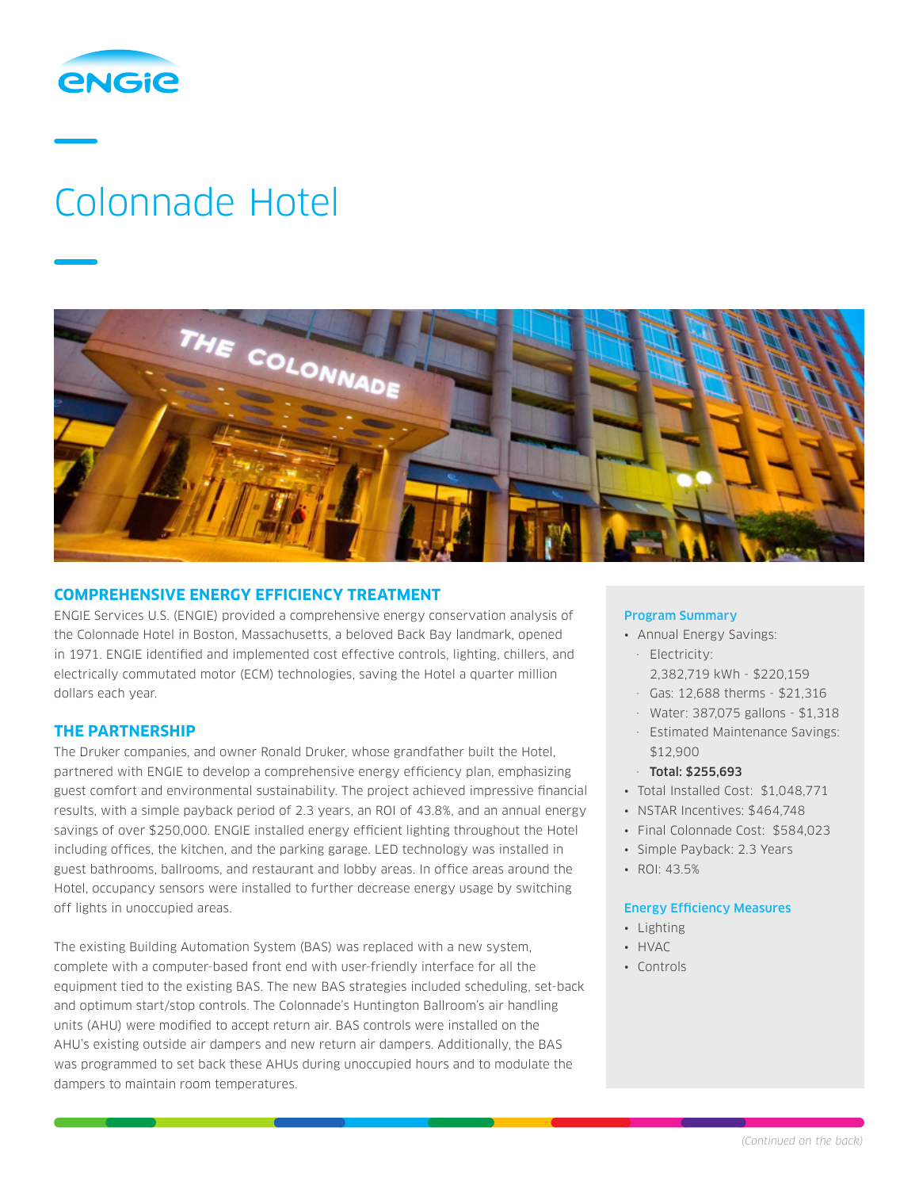# Colonnade Hotel

## COMPREHENSIVE ENERGY EFFICIENCY TREATMENT

ENGIE Services U.S. (ENGIE) provided a comprehensive energy conservation analysis of the Colonnade Hotel in Boston, Massachusetts, a beloved Back Bay landmark, opened in 1971. ENGIE identified and implemented cost effective controls, lighting, chillers, and electrically commutated motor (ECM) technologies, saving the Hotel a quarter million dollars each year.

## THE PARTNERSHIP

The Druker companies, and owner Ronald Druker, whose grandfather built the Hotel, partnered with ENGIE to develop a comprehensive energy efficiency plan, emphasizing guest comfort and environmental sustainability. The project achieved impressive financial results, with a simple payback period of 2.3 years, an ROI of 43.8%, and an annual energy savings of over $250,000. ENGIE installed energy efficient lighting throughout the Hotel including offices, the kitchen, and the parking garage. LED technology was installed in guest bathrooms, ballrooms, and restaurant and lobby areas. In office areas around the Hotel, occupancy sensors were installed to further decrease energy usage by switching off lights in unoccupied areas.

The existing Building Automation System (BAS) was replaced with a new system, complete with a computer-based front end with user-friendly interface for all the equipment tied to the existing BAS. The new BAS strategies included scheduling, set-back and optimum start/stop controls. The Colonnade's Huntington Ballroom's air handling units (AHU) were modified to accept return air. BAS controls were installed on the AHU's existing outside air dampers and new return air dampers. Additionally, the BAS was programmed to set back these AHUs during unoccupied hours and to modulate the dampers to maintain room temperatures.

### Program Summary

- Annual Energy Savings:
  - Electricity: 2,382,719 kWh - $220,159
  - Gas: 12,688 therms - $21,316
  - Water: 387,075 gallons - $1,318
  - Estimated Maintenance Savings: $12,900
  - **Total: $255,693**
- Total Installed Cost: $1,048,771
- NSTAR Incentives: $464,748
- Final Colonnade Cost: $584,023
- Simple Payback: 2.3 Years
- ROI: 43.5%

### Energy Efficiency Measures

- Lighting
- HVAC
- Controls

*(Continued on the back)*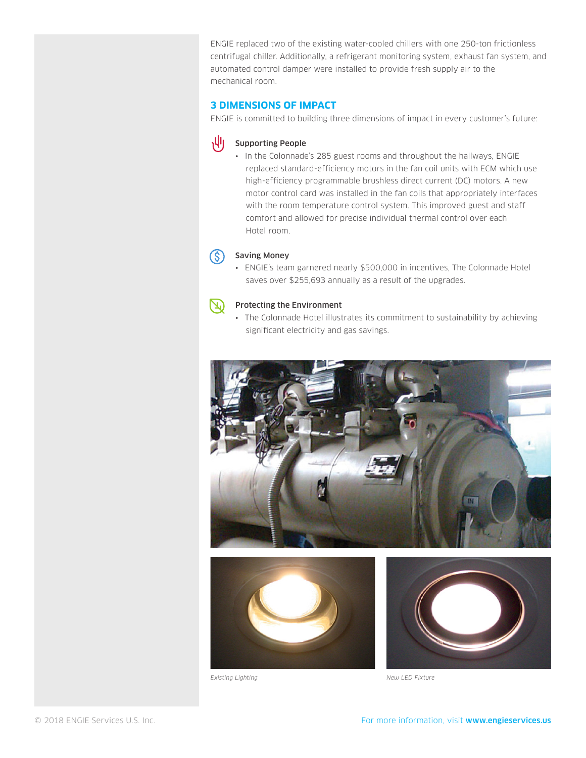ENGIE replaced two of the existing water-cooled chillers with one 250-ton frictionless centrifugal chiller. Additionally, a refrigerant monitoring system, exhaust fan system, and automated control damper were installed to provide fresh supply air to the mechanical room.

## 3 DIMENSIONS OF IMPACT

ENGIE is committed to building three dimensions of impact in every customer's future:

### Supporting People

- In the Colonnade's 285 guest rooms and throughout the hallways, ENGIE replaced standard-efficiency motors in the fan coil units with ECM which use high-efficiency programmable brushless direct current (DC) motors. A new motor control card was installed in the fan coils that appropriately interfaces with the room temperature control system. This improved guest and staff comfort and allowed for precise individual thermal control over each Hotel room.

### Saving Money

- ENGIE's team garnered nearly $500,000 in incentives, The Colonnade Hotel saves over $255,693 annually as a result of the upgrades.

### Protecting the Environment

- The Colonnade Hotel illustrates its commitment to sustainability by achieving significant electricity and gas savings.

*Existing Lighting*

*New LED Fixture*

© 2018 ENGIE Services U.S. Inc.

For more information, visit **www.engieservices.us**